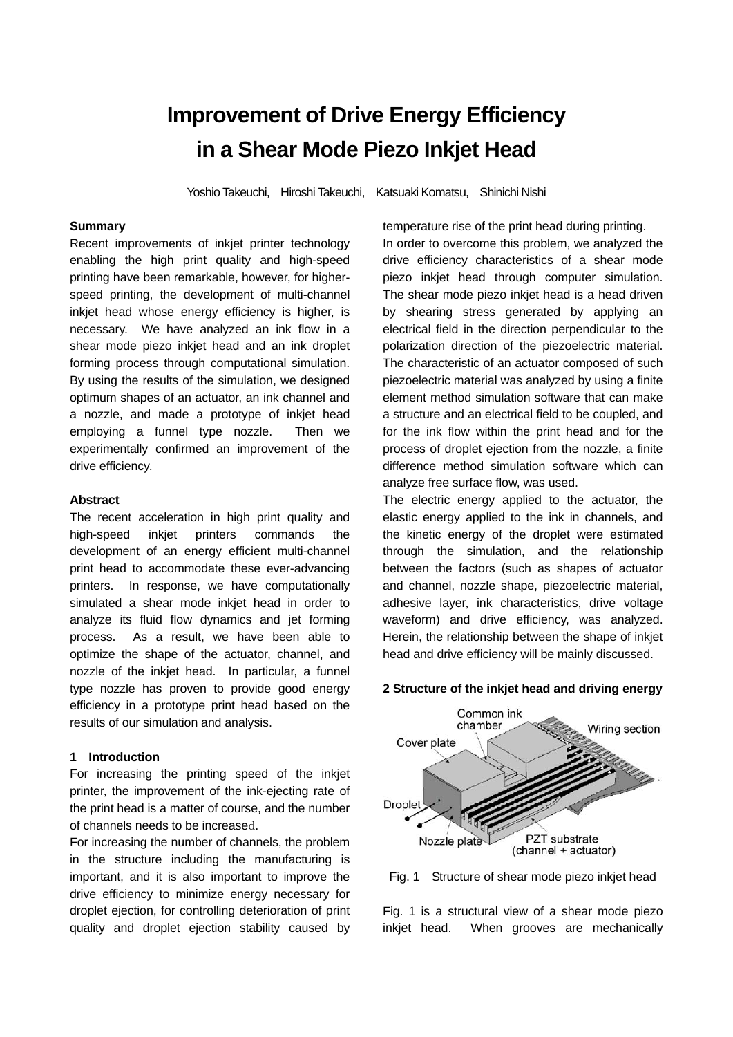# Improvement of Drive Energy Efficiency in a Shear Mode Piezo Inkjet Head

Yoshio Takeuchi, Hiroshi Takeuchi, Katsuaki Komatsu, Shinichi Nishi

**Summary**

Recent improvements of inkjet printer technology enabling the high print quality and high-speed printing have been remarkable, however, for higher-speed printing, the development of multi-channel inkjet head whose energy efficiency is higher, is necessary. We have analyzed an ink flow in a shear mode piezo inkjet head and an ink droplet forming process through computational simulation. By using the results of the simulation, we designed optimum shapes of an actuator, an ink channel and a nozzle, and made a prototype of inkjet head employing a funnel type nozzle. Then we experimentally confirmed an improvement of the drive efficiency.

**Abstract**

The recent acceleration in high print quality and high-speed inkjet printers commands the development of an energy efficient multi-channel print head to accommodate these ever-advancing printers. In response, we have computationally simulated a shear mode inkjet head in order to analyze its fluid flow dynamics and jet forming process. As a result, we have been able to optimize the shape of the actuator, channel, and nozzle of the inkjet head. In particular, a funnel type nozzle has proven to provide good energy efficiency in a prototype print head based on the results of our simulation and analysis.

## 1 Introduction

For increasing the printing speed of the inkjet printer, the improvement of the ink-ejecting rate of the print head is a matter of course, and the number of channels needs to be increased.

For increasing the number of channels, the problem in the structure including the manufacturing is important, and it is also important to improve the drive efficiency to minimize energy necessary for droplet ejection, for controlling deterioration of print quality and droplet ejection stability caused by temperature rise of the print head during printing.

In order to overcome this problem, we analyzed the drive efficiency characteristics of a shear mode piezo inkjet head through computer simulation. The shear mode piezo inkjet head is a head driven by shearing stress generated by applying an electrical field in the direction perpendicular to the polarization direction of the piezoelectric material. The characteristic of an actuator composed of such piezoelectric material was analyzed by using a finite element method simulation software that can make a structure and an electrical field to be coupled, and for the ink flow within the print head and for the process of droplet ejection from the nozzle, a finite difference method simulation software which can analyze free surface flow, was used.

The electric energy applied to the actuator, the elastic energy applied to the ink in channels, and the kinetic energy of the droplet were estimated through the simulation, and the relationship between the factors (such as shapes of actuator and channel, nozzle shape, piezoelectric material, adhesive layer, ink characteristics, drive voltage waveform) and drive efficiency, was analyzed. Herein, the relationship between the shape of inkjet head and drive efficiency will be mainly discussed.

## 2 Structure of the inkjet head and driving energy

Fig. 1 Structure of shear mode piezo inkjet head

Fig. 1 is a structural view of a shear mode piezo inkjet head. When grooves are mechanically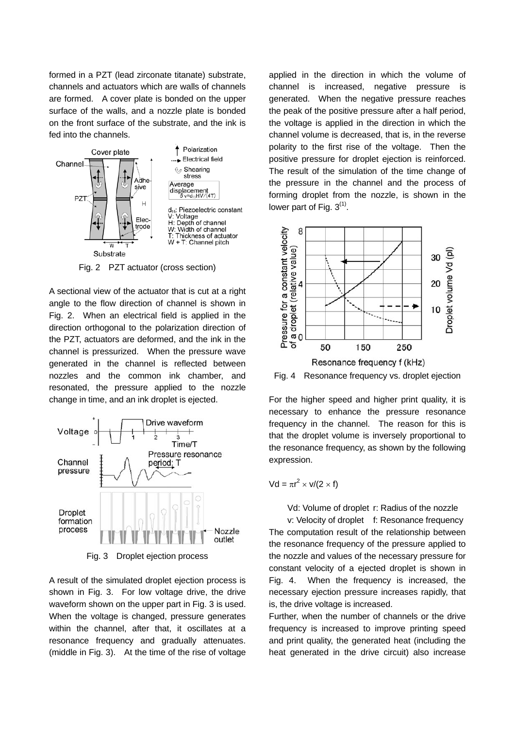formed in a PZT (lead zirconate titanate) substrate, channels and actuators which are walls of channels are formed. A cover plate is bonded on the upper surface of the walls, and a nozzle plate is bonded on the front surface of the substrate, and the ink is fed into the channels.

Fig. 2 PZT actuator (cross section)

A sectional view of the actuator that is cut at a right angle to the flow direction of channel is shown in Fig. 2. When an electrical field is applied in the direction orthogonal to the polarization direction of the PZT, actuators are deformed, and the ink in the channel is pressurized. When the pressure wave generated in the channel is reflected between nozzles and the common ink chamber, and resonated, the pressure applied to the nozzle change in time, and an ink droplet is ejected.

Fig. 3 Droplet ejection process

A result of the simulated droplet ejection process is shown in Fig. 3. For low voltage drive, the drive waveform shown on the upper part in Fig. 3 is used. When the voltage is changed, pressure generates within the channel, after that, it oscillates at a resonance frequency and gradually attenuates. (middle in Fig. 3). At the time of the rise of voltage applied in the direction in which the volume of channel is increased, negative pressure is generated. When the negative pressure reaches the peak of the positive pressure after a half period, the voltage is applied in the direction in which the channel volume is decreased, that is, in the reverse polarity to the first rise of the voltage. Then the positive pressure for droplet ejection is reinforced. The result of the simulation of the time change of the pressure in the channel and the process of forming droplet from the nozzle, is shown in the lower part of Fig. 3[1].

Fig. 4 Resonance frequency vs. droplet ejection

For the higher speed and higher print quality, it is necessary to enhance the pressure resonance frequency in the channel. The reason for this is that the droplet volume is inversely proportional to the resonance frequency, as shown by the following expression.

$$Vd = \pi r^2 \times v/(2 \times f)$$

Vd: Volume of droplet r: Radius of the nozzle
v: Velocity of droplet f: Resonance frequency

The computation result of the relationship between the resonance frequency of the pressure applied to the nozzle and values of the necessary pressure for constant velocity of a ejected droplet is shown in Fig. 4. When the frequency is increased, the necessary ejection pressure increases rapidly, that is, the drive voltage is increased.

Further, when the number of channels or the drive frequency is increased to improve printing speed and print quality, the generated heat (including the heat generated in the drive circuit) also increase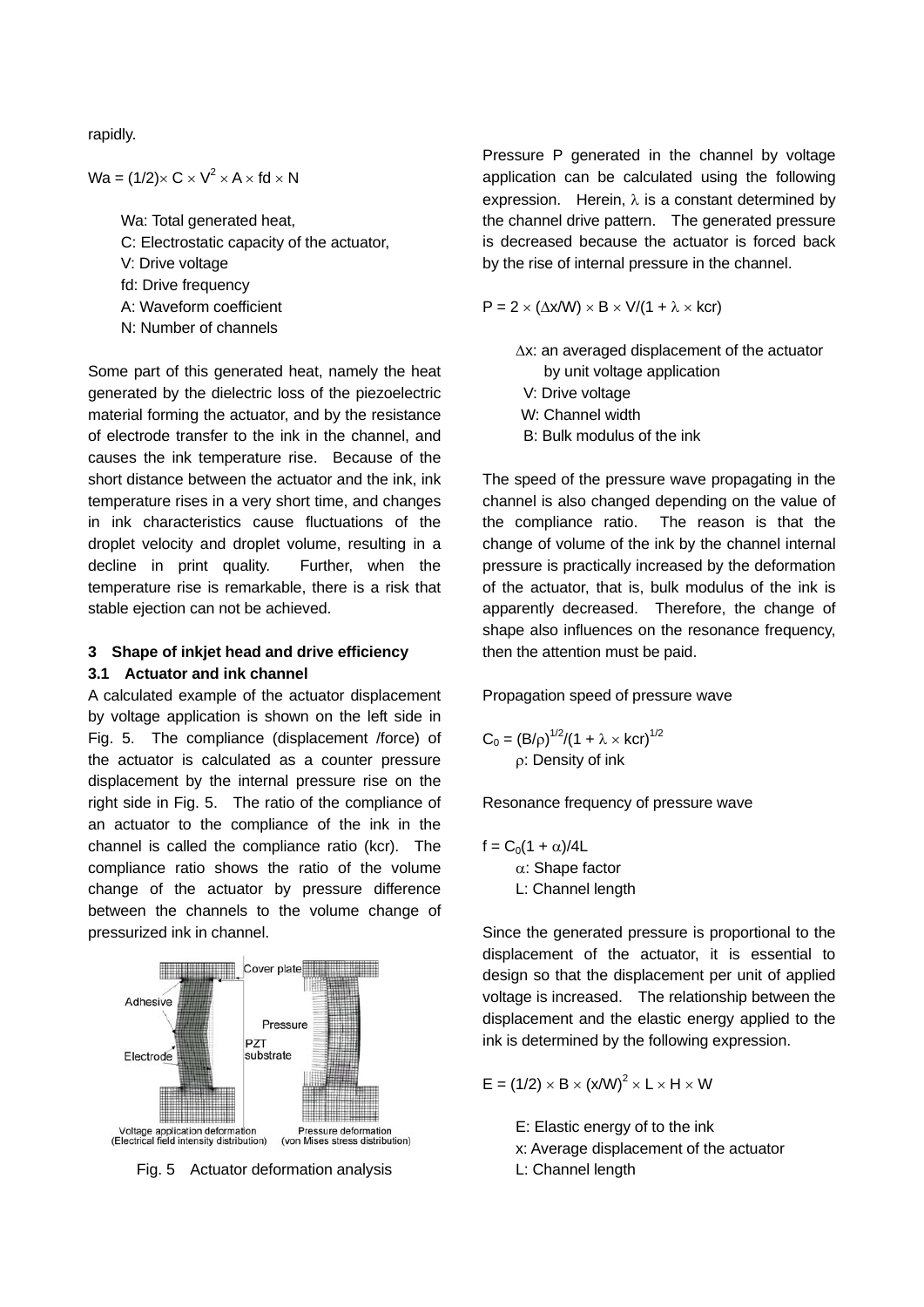rapidly.

$$Wa = (1/2) \times C \times V^2 \times A \times fd \times N$$

Wa: Total generated heat,
C: Electrostatic capacity of the actuator,
V: Drive voltage
fd: Drive frequency
A: Waveform coefficient
N: Number of channels

Some part of this generated heat, namely the heat generated by the dielectric loss of the piezoelectric material forming the actuator, and by the resistance of electrode transfer to the ink in the channel, and causes the ink temperature rise. Because of the short distance between the actuator and the ink, ink temperature rises in a very short time, and changes in ink characteristics cause fluctuations of the droplet velocity and droplet volume, resulting in a decline in print quality. Further, when the temperature rise is remarkable, there is a risk that stable ejection can not be achieved.

## 3 Shape of inkjet head and drive efficiency

### 3.1 Actuator and ink channel

A calculated example of the actuator displacement by voltage application is shown on the left side in Fig. 5. The compliance (displacement /force) of the actuator is calculated as a counter pressure displacement by the internal pressure rise on the right side in Fig. 5. The ratio of the compliance of an actuator to the compliance of the ink in the channel is called the compliance ratio (kcr). The compliance ratio shows the ratio of the volume change of the actuator by pressure difference between the channels to the volume change of pressurized ink in channel.

Fig. 5 Actuator deformation analysis

Pressure P generated in the channel by voltage application can be calculated using the following expression. Herein, $\lambda$ is a constant determined by the channel drive pattern. The generated pressure is decreased because the actuator is forced back by the rise of internal pressure in the channel.

$$P = 2 \times (\Delta x/W) \times B \times V/(1 + \lambda \times kcr)$$

$\Delta x$: an averaged displacement of the actuator by unit voltage application
V: Drive voltage
W: Channel width
B: Bulk modulus of the ink

The speed of the pressure wave propagating in the channel is also changed depending on the value of the compliance ratio. The reason is that the change of volume of the ink by the channel internal pressure is practically increased by the deformation of the actuator, that is, bulk modulus of the ink is apparently decreased. Therefore, the change of shape also influences on the resonance frequency, then the attention must be paid.

Propagation speed of pressure wave

$$C_0 = (B/\rho)^{1/2}/(1 + \lambda \times kcr)^{1/2}$$

$\rho$: Density of ink

Resonance frequency of pressure wave

$$f = C_0(1 + \alpha)/4L$$

$\alpha$: Shape factor
L: Channel length

Since the generated pressure is proportional to the displacement of the actuator, it is essential to design so that the displacement per unit of applied voltage is increased. The relationship between the displacement and the elastic energy applied to the ink is determined by the following expression.

$$E = (1/2) \times B \times (x/W)^2 \times L \times H \times W$$

E: Elastic energy of to the ink
x: Average displacement of the actuator
L: Channel length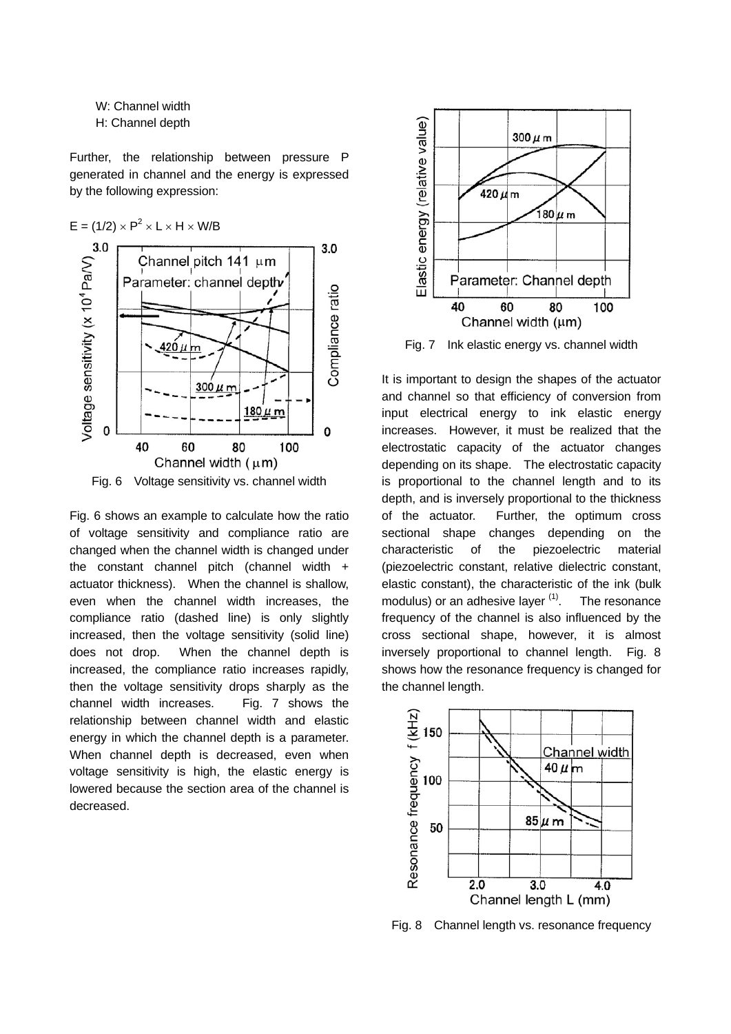W: Channel width
H: Channel depth

Further, the relationship between pressure P generated in channel and the energy is expressed by the following expression:

$$E = (1/2) \times P^2 \times L \times H \times W/B$$

Fig. 6 Voltage sensitivity vs. channel width

Fig. 6 shows an example to calculate how the ratio of voltage sensitivity and compliance ratio are changed when the channel width is changed under the constant channel pitch (channel width + actuator thickness). When the channel is shallow, even when the channel width increases, the compliance ratio (dashed line) is only slightly increased, then the voltage sensitivity (solid line) does not drop. When the channel depth is increased, the compliance ratio increases rapidly, then the voltage sensitivity drops sharply as the channel width increases. Fig. 7 shows the relationship between channel width and elastic energy in which the channel depth is a parameter. When channel depth is decreased, even when voltage sensitivity is high, the elastic energy is lowered because the section area of the channel is decreased.

Fig. 7 Ink elastic energy vs. channel width

It is important to design the shapes of the actuator and channel so that efficiency of conversion from input electrical energy to ink elastic energy increases. However, it must be realized that the electrostatic capacity of the actuator changes depending on its shape. The electrostatic capacity is proportional to the channel length and to its depth, and is inversely proportional to the thickness of the actuator. Further, the optimum cross sectional shape changes depending on the characteristic of the piezoelectric material (piezoelectric constant, relative dielectric constant, elastic constant), the characteristic of the ink (bulk modulus) or an adhesive layer [1]. The resonance frequency of the channel is also influenced by the cross sectional shape, however, it is almost inversely proportional to channel length. Fig. 8 shows how the resonance frequency is changed for the channel length.

Fig. 8 Channel length vs. resonance frequency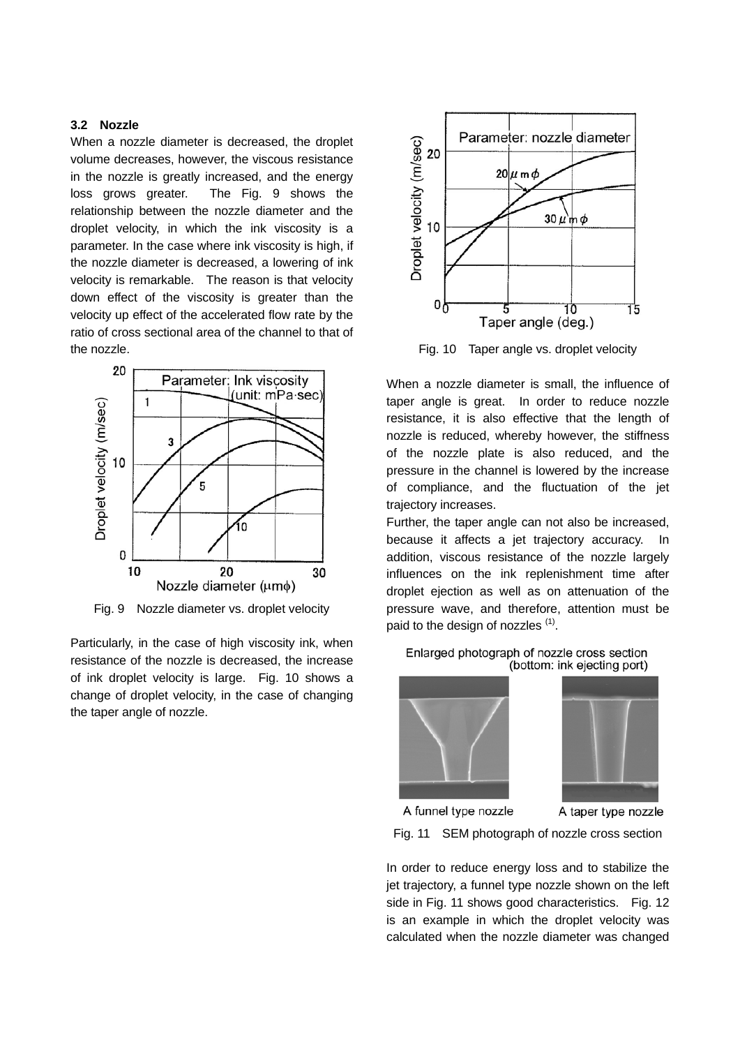### 3.2 Nozzle

When a nozzle diameter is decreased, the droplet volume decreases, however, the viscous resistance in the nozzle is greatly increased, and the energy loss grows greater. The Fig. 9 shows the relationship between the nozzle diameter and the droplet velocity, in which the ink viscosity is a parameter. In the case where ink viscosity is high, if the nozzle diameter is decreased, a lowering of ink velocity is remarkable. The reason is that velocity down effect of the viscosity is greater than the velocity up effect of the accelerated flow rate by the ratio of cross sectional area of the channel to that of the nozzle.

Fig. 9 Nozzle diameter vs. droplet velocity

Particularly, in the case of high viscosity ink, when resistance of the nozzle is decreased, the increase of ink droplet velocity is large. Fig. 10 shows a change of droplet velocity, in the case of changing the taper angle of nozzle.

Fig. 10 Taper angle vs. droplet velocity

When a nozzle diameter is small, the influence of taper angle is great. In order to reduce nozzle resistance, it is also effective that the length of nozzle is reduced, whereby however, the stiffness of the nozzle plate is also reduced, and the pressure in the channel is lowered by the increase of compliance, and the fluctuation of the jet trajectory increases.

Further, the taper angle can not also be increased, because it affects a jet trajectory accuracy. In addition, viscous resistance of the nozzle largely influences on the ink replenishment time after droplet ejection as well as on attenuation of the pressure wave, and therefore, attention must be paid to the design of nozzles (1).

Fig. 11 SEM photograph of nozzle cross section

In order to reduce energy loss and to stabilize the jet trajectory, a funnel type nozzle shown on the left side in Fig. 11 shows good characteristics. Fig. 12 is an example in which the droplet velocity was calculated when the nozzle diameter was changed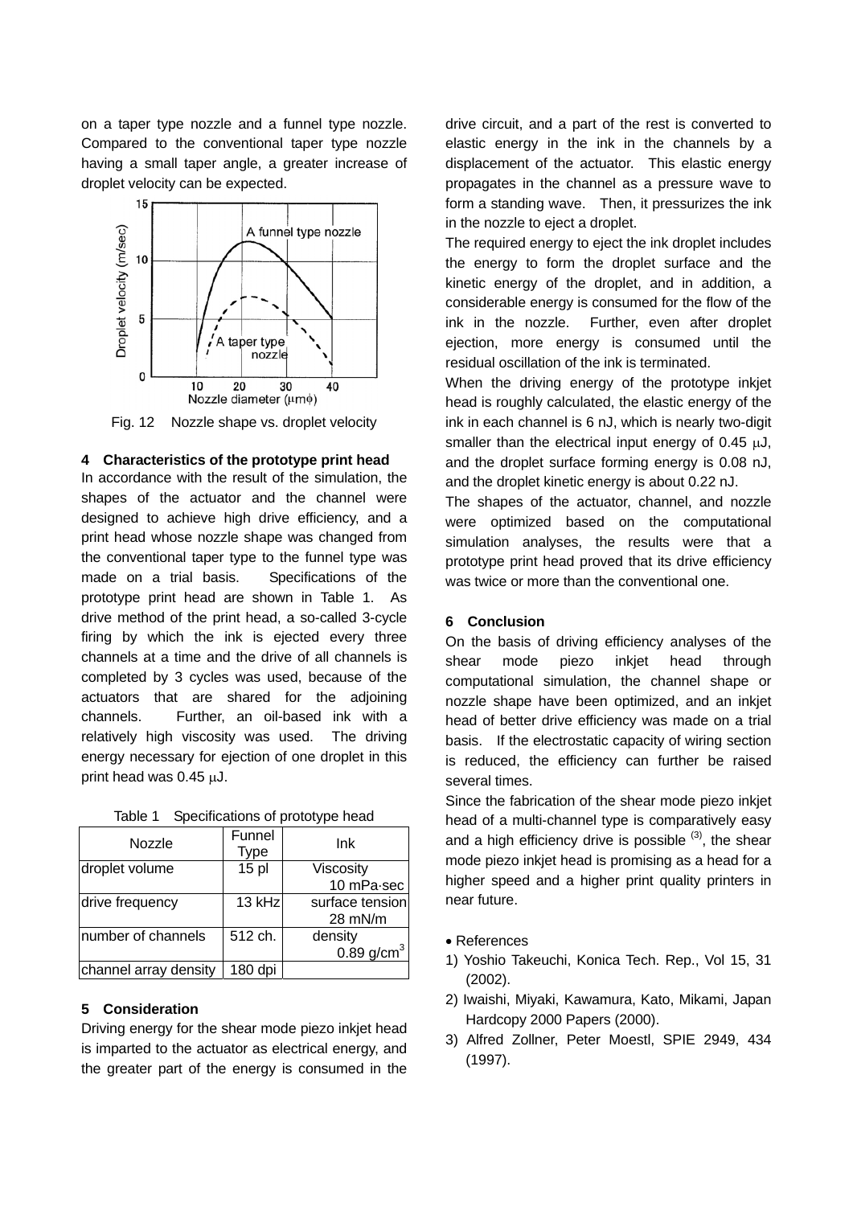on a taper type nozzle and a funnel type nozzle. Compared to the conventional taper type nozzle having a small taper angle, a greater increase of droplet velocity can be expected.

15
10
5
0
Droplet velocity (m/sec)
A funnel type nozzle
A taper type nozzle
10 20 30 40
Nozzle diameter (μmφ)

Fig. 12 Nozzle shape vs. droplet velocity

### 4 Characteristics of the prototype print head

In accordance with the result of the simulation, the shapes of the actuator and the channel were designed to achieve high drive efficiency, and a print head whose nozzle shape was changed from the conventional taper type to the funnel type was made on a trial basis. Specifications of the prototype print head are shown in Table 1. As drive method of the print head, a so-called 3-cycle firing by which the ink is ejected every three channels at a time and the drive of all channels is completed by 3 cycles was used, because of the actuators that are shared for the adjoining channels. Further, an oil-based ink with a relatively high viscosity was used. The driving energy necessary for ejection of one droplet in this print head was 0.45 μJ.

Table 1 Specifications of prototype head

| Nozzle | Funnel Type | Ink |
|---|---|---|
| droplet volume | 15 pl | Viscosity 10 mPa·sec |
| drive frequency | 13 kHz | surface tension 28 mN/m |
| number of channels | 512 ch. | density 0.89 g/cm$^3$ |
| channel array density | 180 dpi | |

### 5 Consideration

Driving energy for the shear mode piezo inkjet head is imparted to the actuator as electrical energy, and the greater part of the energy is consumed in the drive circuit, and a part of the rest is converted to elastic energy in the ink in the channels by a displacement of the actuator. This elastic energy propagates in the channel as a pressure wave to form a standing wave. Then, it pressurizes the ink in the nozzle to eject a droplet.

The required energy to eject the ink droplet includes the energy to form the droplet surface and the kinetic energy of the droplet, and in addition, a considerable energy is consumed for the flow of the ink in the nozzle. Further, even after droplet ejection, more energy is consumed until the residual oscillation of the ink is terminated.

When the driving energy of the prototype inkjet head is roughly calculated, the elastic energy of the ink in each channel is 6 nJ, which is nearly two-digit smaller than the electrical input energy of 0.45 μJ, and the droplet surface forming energy is 0.08 nJ, and the droplet kinetic energy is about 0.22 nJ.

The shapes of the actuator, channel, and nozzle were optimized based on the computational simulation analyses, the results were that a prototype print head proved that its drive efficiency was twice or more than the conventional one.

### 6 Conclusion

On the basis of driving efficiency analyses of the shear mode piezo inkjet head through computational simulation, the channel shape or nozzle shape have been optimized, and an inkjet head of better drive efficiency was made on a trial basis. If the electrostatic capacity of wiring section is reduced, the efficiency can further be raised several times.

Since the fabrication of the shear mode piezo inkjet head of a multi-channel type is comparatively easy and a high efficiency drive is possible [3], the shear mode piezo inkjet head is promising as a head for a higher speed and a higher print quality printers in near future.

• References

1) Yoshio Takeuchi, Konica Tech. Rep., Vol 15, 31 (2002).
2) Iwaishi, Miyaki, Kawamura, Kato, Mikami, Japan Hardcopy 2000 Papers (2000).
3) Alfred Zollner, Peter Moestl, SPIE 2949, 434 (1997).